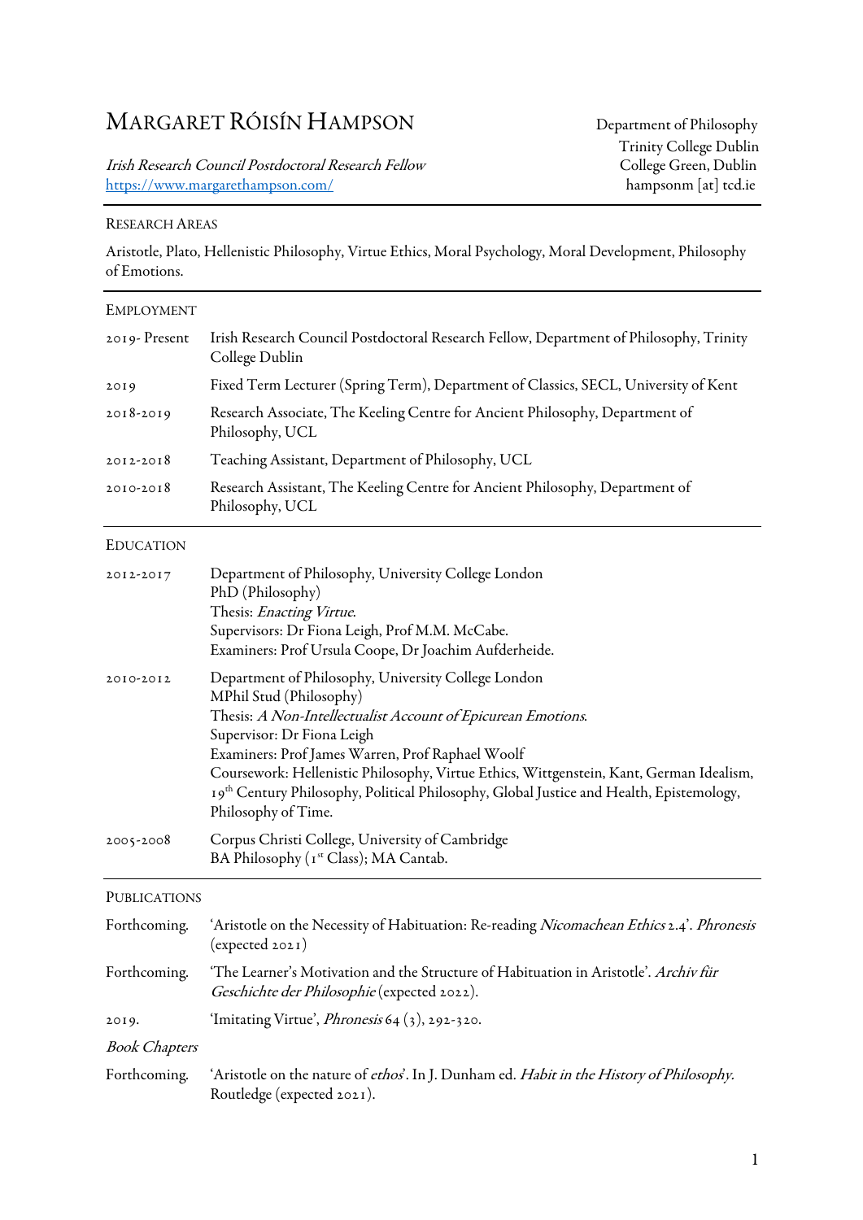# MARGARET RÓISÍN HAMPSON

*Irish Research Council Postdoctoral Research Fellow*
https://www.margarethampson.com/

Department of Philosophy
Trinity College Dublin
College Green, Dublin
hampsonm [at] tcd.ie

## RESEARCH AREAS

Aristotle, Plato, Hellenistic Philosophy, Virtue Ethics, Moral Psychology, Moral Development, Philosophy of Emotions.

## EMPLOYMENT

| | |
|---|---|
| 2019- Present | Irish Research Council Postdoctoral Research Fellow, Department of Philosophy, Trinity College Dublin |
| 2019 | Fixed Term Lecturer (Spring Term), Department of Classics, SECL, University of Kent |
| 2018-2019 | Research Associate, The Keeling Centre for Ancient Philosophy, Department of Philosophy, UCL |
| 2012-2018 | Teaching Assistant, Department of Philosophy, UCL |
| 2010-2018 | Research Assistant, The Keeling Centre for Ancient Philosophy, Department of Philosophy, UCL |

## EDUCATION

**2012-2017**
Department of Philosophy, University College London
PhD (Philosophy)
Thesis: *Enacting Virtue*.
Supervisors: Dr Fiona Leigh, Prof M.M. McCabe.
Examiners: Prof Ursula Coope, Dr Joachim Aufderheide.

**2010-2012**
Department of Philosophy, University College London
MPhil Stud (Philosophy)
Thesis: *A Non-Intellectualist Account of Epicurean Emotions*.
Supervisor: Dr Fiona Leigh
Examiners: Prof James Warren, Prof Raphael Woolf
Coursework: Hellenistic Philosophy, Virtue Ethics, Wittgenstein, Kant, German Idealism, 19th Century Philosophy, Political Philosophy, Global Justice and Health, Epistemology, Philosophy of Time.

**2005-2008**
Corpus Christi College, University of Cambridge
BA Philosophy (1st Class); MA Cantab.

## PUBLICATIONS

| | |
|---|---|
| Forthcoming. | 'Aristotle on the Necessity of Habituation: Re-reading *Nicomachean Ethics* 2.4'. *Phronesis* (expected 2021) |
| Forthcoming. | 'The Learner's Motivation and the Structure of Habituation in Aristotle'. *Archiv für Geschichte der Philosophie* (expected 2022). |
| 2019. | 'Imitating Virtue', *Phronesis* 64 (3), 292-320. |

### *Book Chapters*

| | |
|---|---|
| Forthcoming. | 'Aristotle on the nature of *ethos*'. In J. Dunham ed. *Habit in the History of Philosophy*. Routledge (expected 2021). |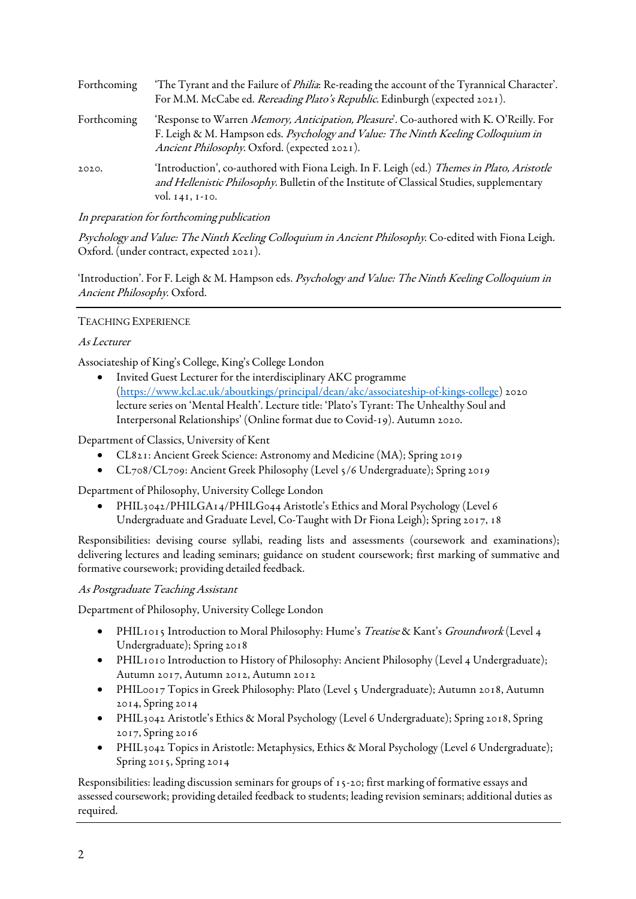| | |
|---|---|
| Forthcoming | 'The Tyrant and the Failure of *Philia*: Re-reading the account of the Tyrannical Character'. For M.M. McCabe ed. *Rereading Plato's Republic*. Edinburgh (expected 2021). |
| Forthcoming | 'Response to Warren *Memory, Anticipation, Pleasure*'. Co-authored with K. O'Reilly. For F. Leigh & M. Hampson eds. *Psychology and Value: The Ninth Keeling Colloquium in Ancient Philosophy*. Oxford. (expected 2021). |
| 2020. | 'Introduction', co-authored with Fiona Leigh. In F. Leigh (ed.) *Themes in Plato, Aristotle and Hellenistic Philosophy*. Bulletin of the Institute of Classical Studies, supplementary vol. 141, 1-10. |

*In preparation for forthcoming publication*

*Psychology and Value: The Ninth Keeling Colloquium in Ancient Philosophy*. Co-edited with Fiona Leigh. Oxford. (under contract, expected 2021).

'Introduction'. For F. Leigh & M. Hampson eds. *Psychology and Value: The Ninth Keeling Colloquium in Ancient Philosophy*. Oxford.

---

## TEACHING EXPERIENCE

*As Lecturer*

Associateship of King's College, King's College London

- Invited Guest Lecturer for the interdisciplinary AKC programme (https://www.kcl.ac.uk/aboutkings/principal/dean/akc/associateship-of-kings-college) 2020 lecture series on 'Mental Health'. Lecture title: 'Plato's Tyrant: The Unhealthy Soul and Interpersonal Relationships' (Online format due to Covid-19). Autumn 2020.

Department of Classics, University of Kent

- CL821: Ancient Greek Science: Astronomy and Medicine (MA); Spring 2019
- CL708/CL709: Ancient Greek Philosophy (Level 5/6 Undergraduate); Spring 2019

Department of Philosophy, University College London

- PHIL3042/PHILGA14/PHILG044 Aristotle's Ethics and Moral Psychology (Level 6 Undergraduate and Graduate Level, Co-Taught with Dr Fiona Leigh); Spring 2017, 18

Responsibilities: devising course syllabi, reading lists and assessments (coursework and examinations); delivering lectures and leading seminars; guidance on student coursework; first marking of summative and formative coursework; providing detailed feedback.

*As Postgraduate Teaching Assistant*

Department of Philosophy, University College London

- PHIL1015 Introduction to Moral Philosophy: Hume's *Treatise* & Kant's *Groundwork* (Level 4 Undergraduate); Spring 2018
- PHIL1010 Introduction to History of Philosophy: Ancient Philosophy (Level 4 Undergraduate); Autumn 2017, Autumn 2012, Autumn 2012
- PHIL0017 Topics in Greek Philosophy: Plato (Level 5 Undergraduate); Autumn 2018, Autumn 2014, Spring 2014
- PHIL3042 Aristotle's Ethics & Moral Psychology (Level 6 Undergraduate); Spring 2018, Spring 2017, Spring 2016
- PHIL3042 Topics in Aristotle: Metaphysics, Ethics & Moral Psychology (Level 6 Undergraduate); Spring 2015, Spring 2014

Responsibilities: leading discussion seminars for groups of 15-20; first marking of formative essays and assessed coursework; providing detailed feedback to students; leading revision seminars; additional duties as required.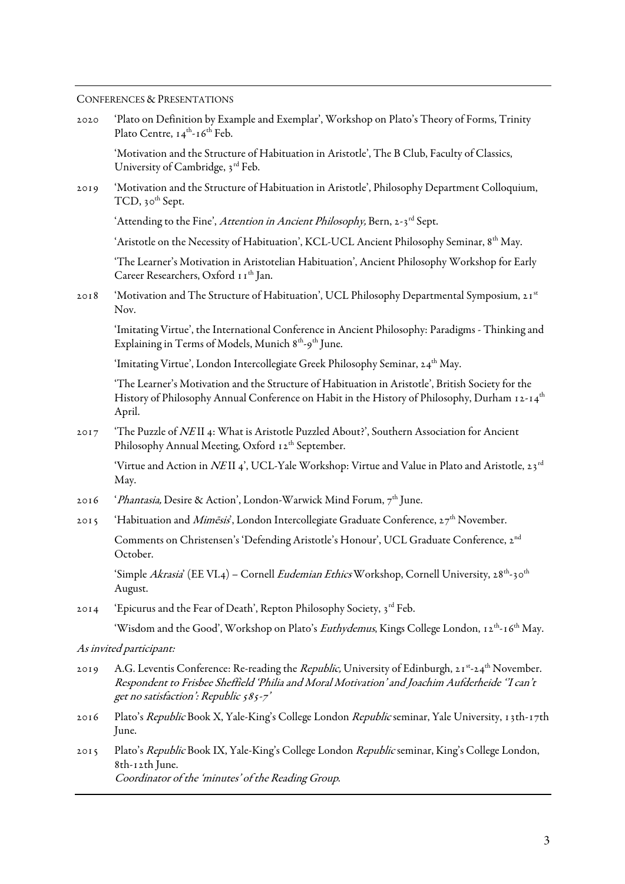## CONFERENCES & PRESENTATIONS

2020 'Plato on Definition by Example and Exemplar', Workshop on Plato's Theory of Forms, Trinity Plato Centre, 14th-16th Feb.

'Motivation and the Structure of Habituation in Aristotle', The B Club, Faculty of Classics, University of Cambridge, 3rd Feb.

2019 'Motivation and the Structure of Habituation in Aristotle', Philosophy Department Colloquium, TCD, 30th Sept.

'Attending to the Fine', *Attention in Ancient Philosophy,* Bern, 2-3rd Sept.

'Aristotle on the Necessity of Habituation', KCL-UCL Ancient Philosophy Seminar, 8th May.

'The Learner's Motivation in Aristotelian Habituation', Ancient Philosophy Workshop for Early Career Researchers, Oxford 11th Jan.

2018 'Motivation and The Structure of Habituation', UCL Philosophy Departmental Symposium, 21st Nov.

'Imitating Virtue', the International Conference in Ancient Philosophy: Paradigms - Thinking and Explaining in Terms of Models, Munich 8th-9th June.

'Imitating Virtue', London Intercollegiate Greek Philosophy Seminar, 24th May.

'The Learner's Motivation and the Structure of Habituation in Aristotle', British Society for the History of Philosophy Annual Conference on Habit in the History of Philosophy, Durham 12-14th April.

2017 'The Puzzle of *NE* II 4: What is Aristotle Puzzled About?', Southern Association for Ancient Philosophy Annual Meeting, Oxford 12th September.

'Virtue and Action in *NE* II 4', UCL-Yale Workshop: Virtue and Value in Plato and Aristotle, 23rd May.

2016 '*Phantasia,* Desire & Action', London-Warwick Mind Forum, 7th June.

2015 'Habituation and *Mimēsis*', London Intercollegiate Graduate Conference, 27th November.

Comments on Christensen's 'Defending Aristotle's Honour', UCL Graduate Conference, 2nd October.

'Simple *Akrasia*' (EE VI.4) – Cornell *Eudemian Ethics* Workshop, Cornell University, 28th-30th August.

2014 'Epicurus and the Fear of Death', Repton Philosophy Society, 3rd Feb.

'Wisdom and the Good', Workshop on Plato's *Euthydemus*, Kings College London, 12th-16th May.

*As invited participant:*

2019 A.G. Leventis Conference: Re-reading the *Republic,* University of Edinburgh, 21st-24th November. *Respondent to Frisbee Sheffield 'Philia and Moral Motivation' and Joachim Aufderheide ''I can't get no satisfaction': Republic 585-7'*

2016 Plato's *Republic* Book X, Yale-King's College London *Republic* seminar, Yale University, 13th-17th June.

2015 Plato's *Republic* Book IX, Yale-King's College London *Republic* seminar, King's College London, 8th-12th June.
*Coordinator of the 'minutes' of the Reading Group.*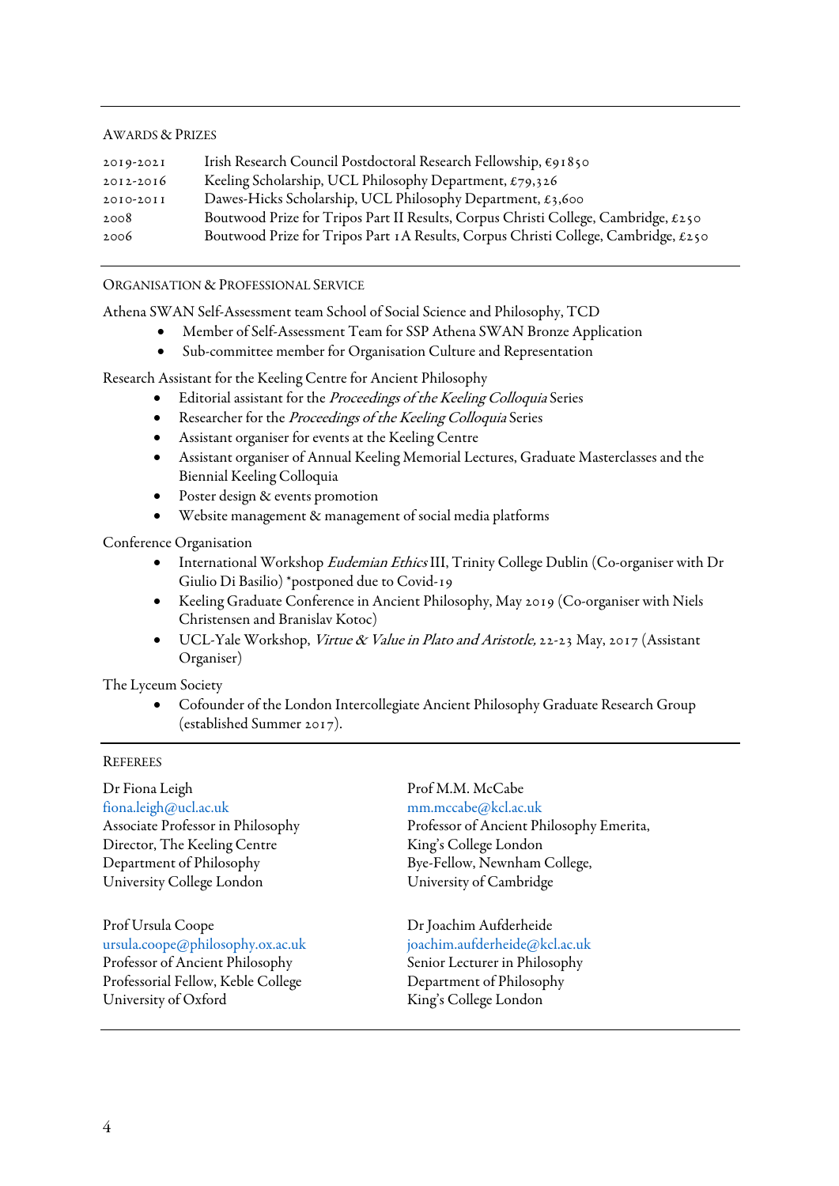## Awards & Prizes

| | |
|---|---|
| 2019-2021 | Irish Research Council Postdoctoral Research Fellowship, €91850 |
| 2012-2016 | Keeling Scholarship, UCL Philosophy Department, £79,326 |
| 2010-2011 | Dawes-Hicks Scholarship, UCL Philosophy Department, £3,600 |
| 2008 | Boutwood Prize for Tripos Part II Results, Corpus Christi College, Cambridge, £250 |
| 2006 | Boutwood Prize for Tripos Part 1A Results, Corpus Christi College, Cambridge, £250 |

## Organisation & Professional Service

Athena SWAN Self-Assessment team School of Social Science and Philosophy, TCD

- Member of Self-Assessment Team for SSP Athena SWAN Bronze Application
- Sub-committee member for Organisation Culture and Representation

Research Assistant for the Keeling Centre for Ancient Philosophy

- Editorial assistant for the *Proceedings of the Keeling Colloquia* Series
- Researcher for the *Proceedings of the Keeling Colloquia* Series
- Assistant organiser for events at the Keeling Centre
- Assistant organiser of Annual Keeling Memorial Lectures, Graduate Masterclasses and the Biennial Keeling Colloquia
- Poster design & events promotion
- Website management & management of social media platforms

Conference Organisation

- International Workshop *Eudemian Ethics* III, Trinity College Dublin (Co-organiser with Dr Giulio Di Basilio) *postponed due to Covid-19
- Keeling Graduate Conference in Ancient Philosophy, May 2019 (Co-organiser with Niels Christensen and Branislav Kotoc)
- UCL-Yale Workshop, *Virtue & Value in Plato and Aristotle,* 22-23 May, 2017 (Assistant Organiser)

The Lyceum Society

- Cofounder of the London Intercollegiate Ancient Philosophy Graduate Research Group (established Summer 2017).

## Referees

Dr Fiona Leigh
fiona.leigh@ucl.ac.uk
Associate Professor in Philosophy
Director, The Keeling Centre
Department of Philosophy
University College London

Prof M.M. McCabe
mm.mccabe@kcl.ac.uk
Professor of Ancient Philosophy Emerita,
King's College London
Bye-Fellow, Newnham College,
University of Cambridge

Prof Ursula Coope
ursula.coope@philosophy.ox.ac.uk
Professor of Ancient Philosophy
Professorial Fellow, Keble College
University of Oxford

Dr Joachim Aufderheide
joachim.aufderheide@kcl.ac.uk
Senior Lecturer in Philosophy
Department of Philosophy
King's College London